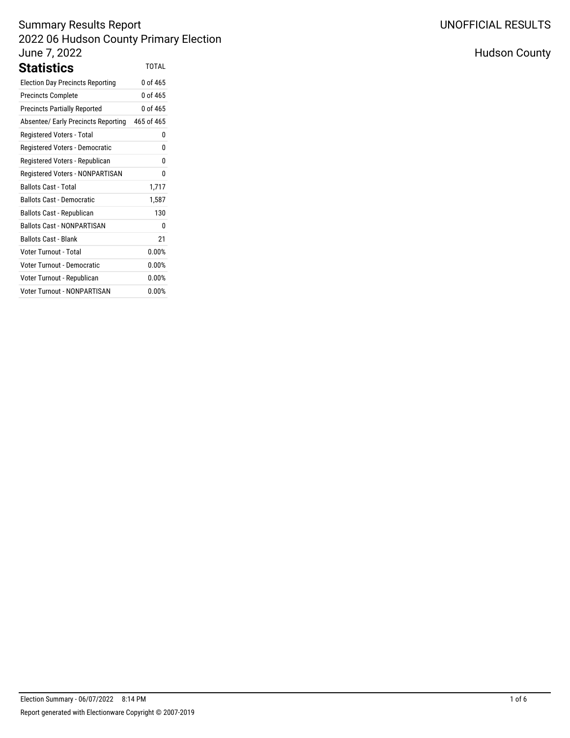# Summary Results Report

## 2022 06 Hudson County Primary Election

June 7, 2022

UNOFFICIAL RESULTS

Hudson County

## Statistics

| Statistics | TOTAL |
|---|---|
| Election Day Precincts Reporting | 0 of 465 |
| Precincts Complete | 0 of 465 |
| Precincts Partially Reported | 0 of 465 |
| Absentee/ Early Precincts Reporting | 465 of 465 |
| Registered Voters - Total | 0 |
| Registered Voters - Democratic | 0 |
| Registered Voters - Republican | 0 |
| Registered Voters - NONPARTISAN | 0 |
| Ballots Cast - Total | 1,717 |
| Ballots Cast - Democratic | 1,587 |
| Ballots Cast - Republican | 130 |
| Ballots Cast - NONPARTISAN | 0 |
| Ballots Cast - Blank | 21 |
| Voter Turnout - Total | 0.00% |
| Voter Turnout - Democratic | 0.00% |
| Voter Turnout - Republican | 0.00% |
| Voter Turnout - NONPARTISAN | 0.00% |

Election Summary - 06/07/2022 8:14 PM

Report generated with Electionware Copyright © 2007-2019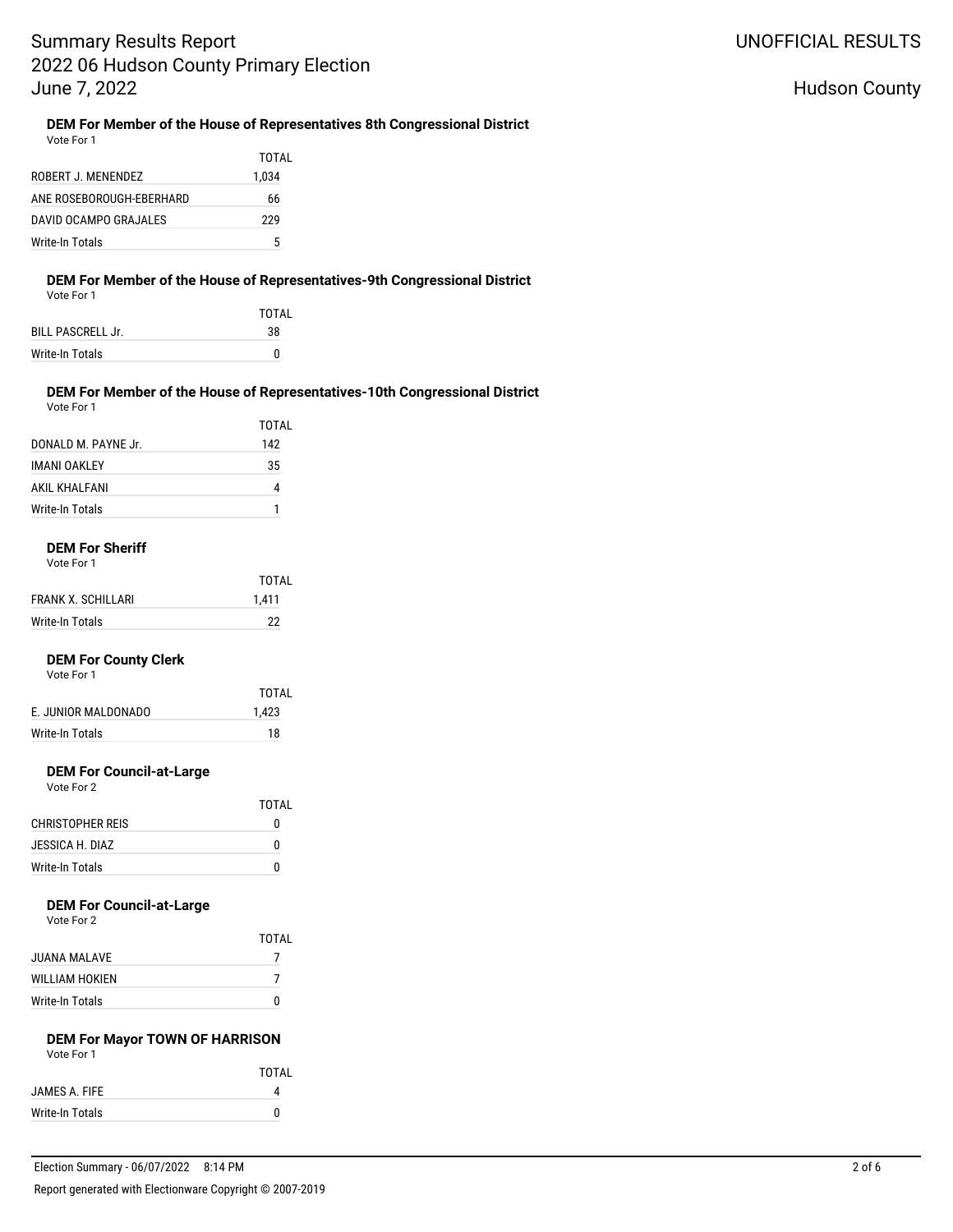# Summary Results Report
# 2022 06 Hudson County Primary Election
# June 7, 2022

UNOFFICIAL RESULTS

Hudson County

### DEM For Member of the House of Representatives 8th Congressional District

Vote For 1

| | TOTAL |
|---|---|
| ROBERT J. MENENDEZ | 1,034 |
| ANE ROSEBOROUGH-EBERHARD | 66 |
| DAVID OCAMPO GRAJALES | 229 |
| Write-In Totals | 5 |

### DEM For Member of the House of Representatives-9th Congressional District

Vote For 1

| | TOTAL |
|---|---|
| BILL PASCRELL Jr. | 38 |
| Write-In Totals | 0 |

### DEM For Member of the House of Representatives-10th Congressional District

Vote For 1

| | TOTAL |
|---|---|
| DONALD M. PAYNE Jr. | 142 |
| IMANI OAKLEY | 35 |
| AKIL KHALFANI | 4 |
| Write-In Totals | 1 |

### DEM For Sheriff

Vote For 1

| | TOTAL |
|---|---|
| FRANK X. SCHILLARI | 1,411 |
| Write-In Totals | 22 |

### DEM For County Clerk

Vote For 1

| | TOTAL |
|---|---|
| E. JUNIOR MALDONADO | 1,423 |
| Write-In Totals | 18 |

### DEM For Council-at-Large

Vote For 2

| | TOTAL |
|---|---|
| CHRISTOPHER REIS | 0 |
| JESSICA H. DIAZ | 0 |
| Write-In Totals | 0 |

### DEM For Council-at-Large

Vote For 2

| | TOTAL |
|---|---|
| JUANA MALAVE | 7 |
| WILLIAM HOKIEN | 7 |
| Write-In Totals | 0 |

### DEM For Mayor TOWN OF HARRISON

Vote For 1

| | TOTAL |
|---|---|
| JAMES A. FIFE | 4 |
| Write-In Totals | 0 |

Election Summary - 06/07/2022 8:14 PM

Report generated with Electionware Copyright © 2007-2019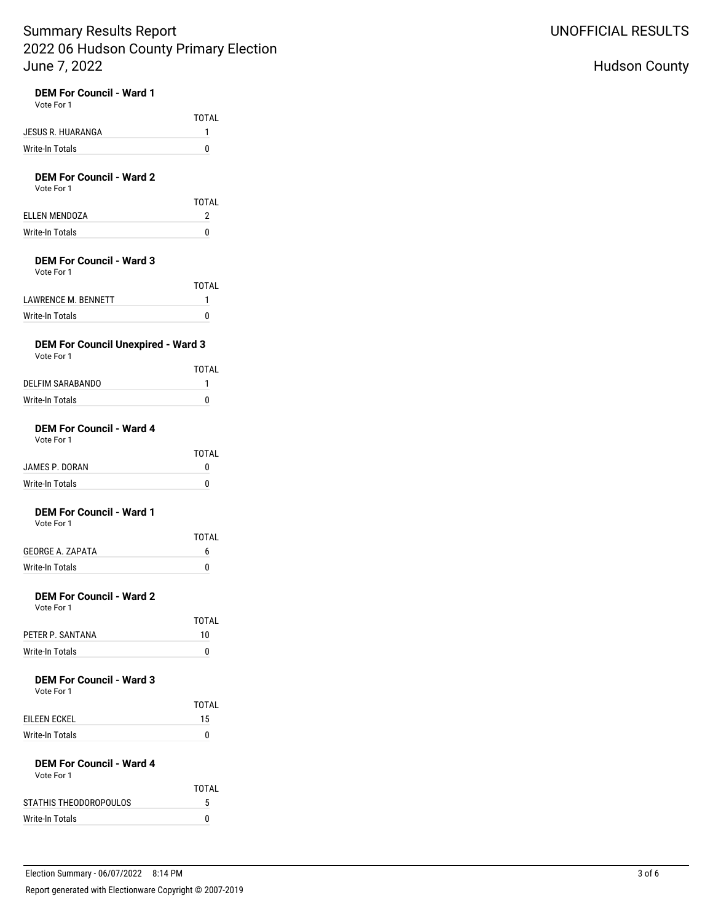# Summary Results Report
# 2022 06 Hudson County Primary Election
# June 7, 2022

UNOFFICIAL RESULTS

Hudson County

### DEM For Council - Ward 1

Vote For 1

| | TOTAL |
|---|---|
| JESUS R. HUARANGA | 1 |
| Write-In Totals | 0 |

### DEM For Council - Ward 2

Vote For 1

| | TOTAL |
|---|---|
| ELLEN MENDOZA | 2 |
| Write-In Totals | 0 |

### DEM For Council - Ward 3

Vote For 1

| | TOTAL |
|---|---|
| LAWRENCE M. BENNETT | 1 |
| Write-In Totals | 0 |

### DEM For Council Unexpired - Ward 3

Vote For 1

| | TOTAL |
|---|---|
| DELFIM SARABANDO | 1 |
| Write-In Totals | 0 |

### DEM For Council - Ward 4

Vote For 1

| | TOTAL |
|---|---|
| JAMES P. DORAN | 0 |
| Write-In Totals | 0 |

### DEM For Council - Ward 1

Vote For 1

| | TOTAL |
|---|---|
| GEORGE A. ZAPATA | 6 |
| Write-In Totals | 0 |

### DEM For Council - Ward 2

Vote For 1

| | TOTAL |
|---|---|
| PETER P. SANTANA | 10 |
| Write-In Totals | 0 |

### DEM For Council - Ward 3

Vote For 1

| | TOTAL |
|---|---|
| EILEEN ECKEL | 15 |
| Write-In Totals | 0 |

### DEM For Council - Ward 4

Vote For 1

| | TOTAL |
|---|---|
| STATHIS THEODOROPOULOS | 5 |
| Write-In Totals | 0 |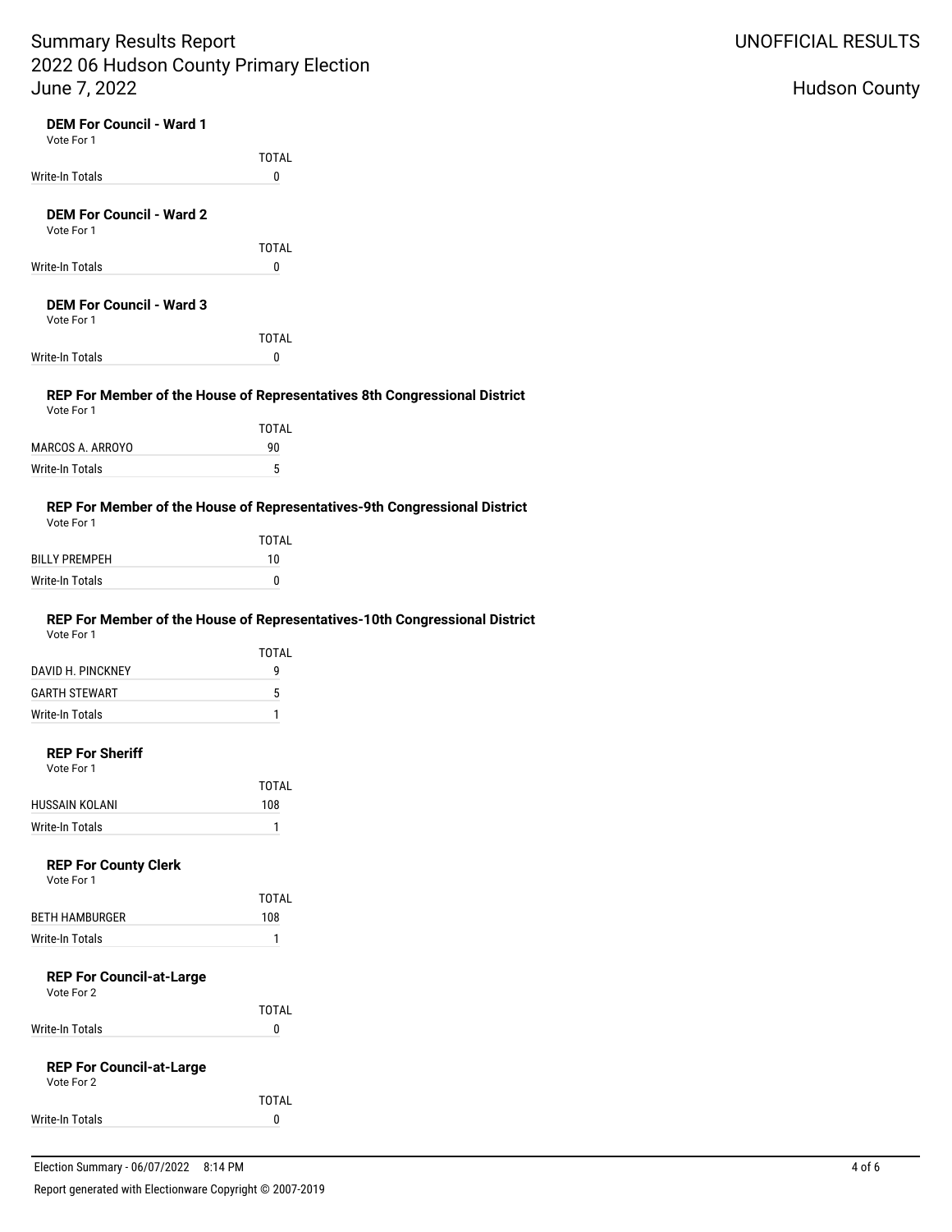### DEM For Council - Ward 1

Vote For 1

| | TOTAL |
|---|---|
| Write-In Totals | 0 |

### DEM For Council - Ward 2

Vote For 1

| | TOTAL |
|---|---|
| Write-In Totals | 0 |

### DEM For Council - Ward 3

Vote For 1

| | TOTAL |
|---|---|
| Write-In Totals | 0 |

### REP For Member of the House of Representatives 8th Congressional District

Vote For 1

| | TOTAL |
|---|---|
| MARCOS A. ARROYO | 90 |
| Write-In Totals | 5 |

### REP For Member of the House of Representatives-9th Congressional District

Vote For 1

| | TOTAL |
|---|---|
| BILLY PREMPEH | 10 |
| Write-In Totals | 0 |

### REP For Member of the House of Representatives-10th Congressional District

Vote For 1

| | TOTAL |
|---|---|
| DAVID H. PINCKNEY | 9 |
| GARTH STEWART | 5 |
| Write-In Totals | 1 |

### REP For Sheriff

Vote For 1

| | TOTAL |
|---|---|
| HUSSAIN KOLANI | 108 |
| Write-In Totals | 1 |

### REP For County Clerk

Vote For 1

| | TOTAL |
|---|---|
| BETH HAMBURGER | 108 |
| Write-In Totals | 1 |

### REP For Council-at-Large

Vote For 2

| | TOTAL |
|---|---|
| Write-In Totals | 0 |

### REP For Council-at-Large

Vote For 2

| | TOTAL |
|---|---|
| Write-In Totals | 0 |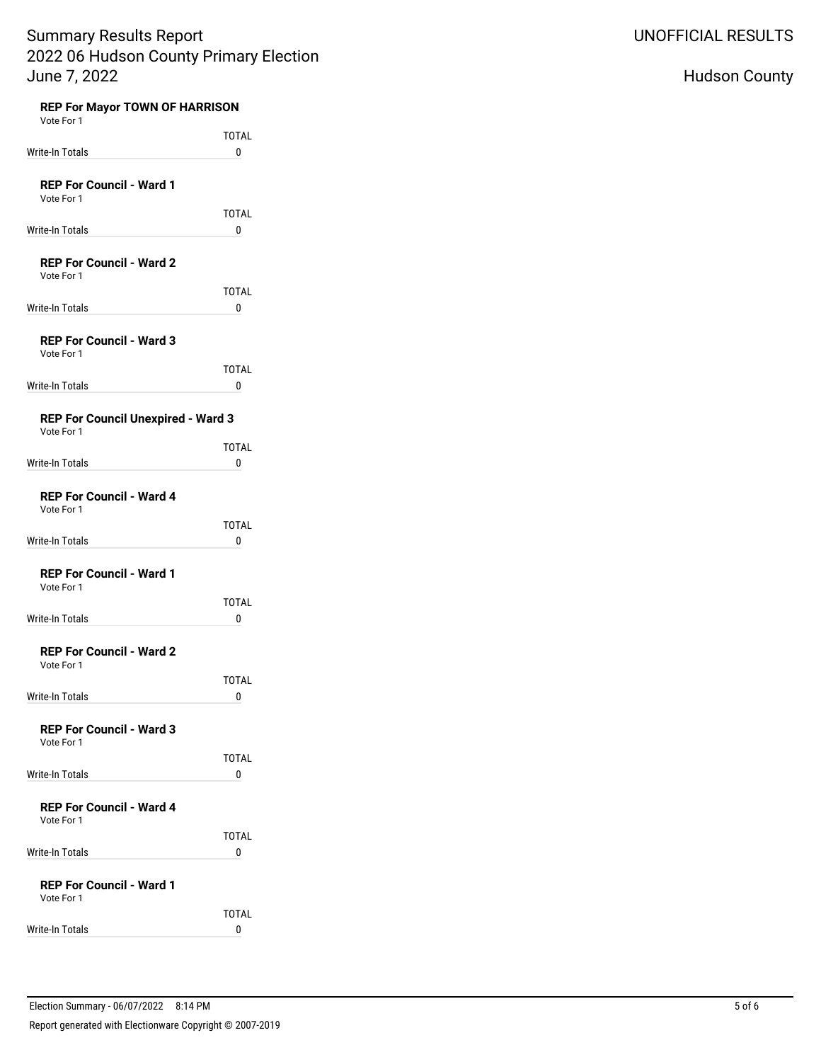**REP For Mayor TOWN OF HARRISON**
Vote For 1

| | TOTAL |
|---|---|
| Write-In Totals | 0 |

**REP For Council - Ward 1**
Vote For 1

| | TOTAL |
|---|---|
| Write-In Totals | 0 |

**REP For Council - Ward 2**
Vote For 1

| | TOTAL |
|---|---|
| Write-In Totals | 0 |

**REP For Council - Ward 3**
Vote For 1

| | TOTAL |
|---|---|
| Write-In Totals | 0 |

**REP For Council Unexpired - Ward 3**
Vote For 1

| | TOTAL |
|---|---|
| Write-In Totals | 0 |

**REP For Council - Ward 4**
Vote For 1

| | TOTAL |
|---|---|
| Write-In Totals | 0 |

**REP For Council - Ward 1**
Vote For 1

| | TOTAL |
|---|---|
| Write-In Totals | 0 |

**REP For Council - Ward 2**
Vote For 1

| | TOTAL |
|---|---|
| Write-In Totals | 0 |

**REP For Council - Ward 3**
Vote For 1

| | TOTAL |
|---|---|
| Write-In Totals | 0 |

**REP For Council - Ward 4**
Vote For 1

| | TOTAL |
|---|---|
| Write-In Totals | 0 |

**REP For Council - Ward 1**
Vote For 1

| | TOTAL |
|---|---|
| Write-In Totals | 0 |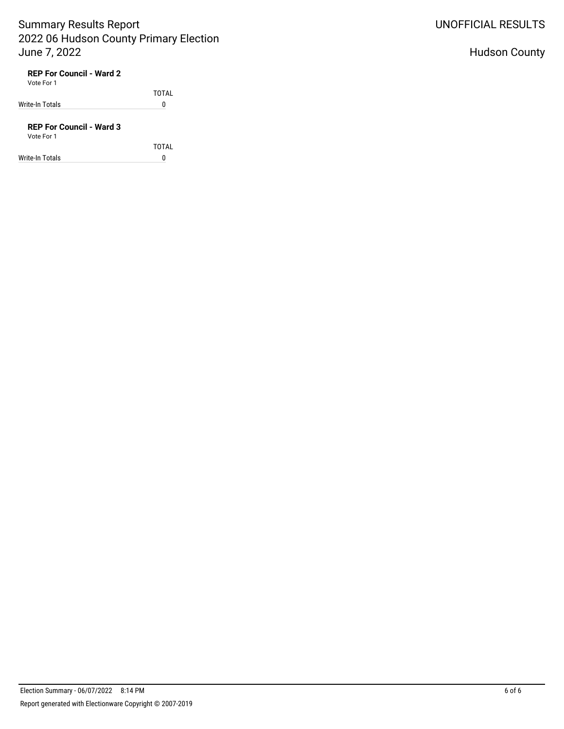**REP For Council - Ward 2**

Vote For 1

| | TOTAL |
|---|---|
| Write-In Totals | 0 |

**REP For Council - Ward 3**

Vote For 1

| | TOTAL |
|---|---|
| Write-In Totals | 0 |